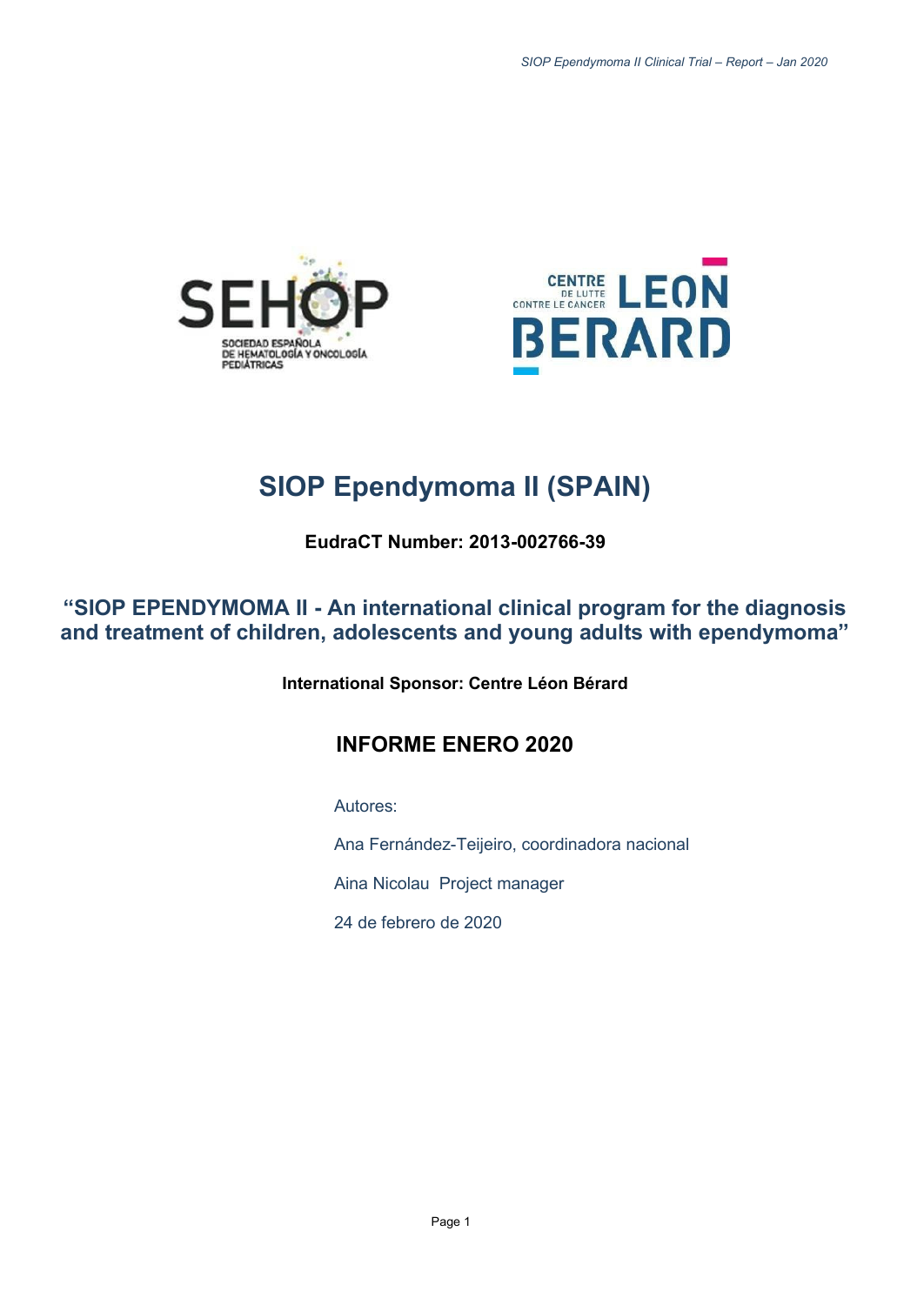# SIOP Ependymoma II (SPAIN)

**EudraCT Number: 2013-002766-39**

## "SIOP EPENDYMOMA II - An international clinical program for the diagnosis and treatment of children, adolescents and young adults with ependymoma"

**International Sponsor: Centre Léon Bérard**

## INFORME ENERO 2020

Autores:

Ana Fernández-Teijeiro, coordinadora nacional

Aina Nicolau Project manager

24 de febrero de 2020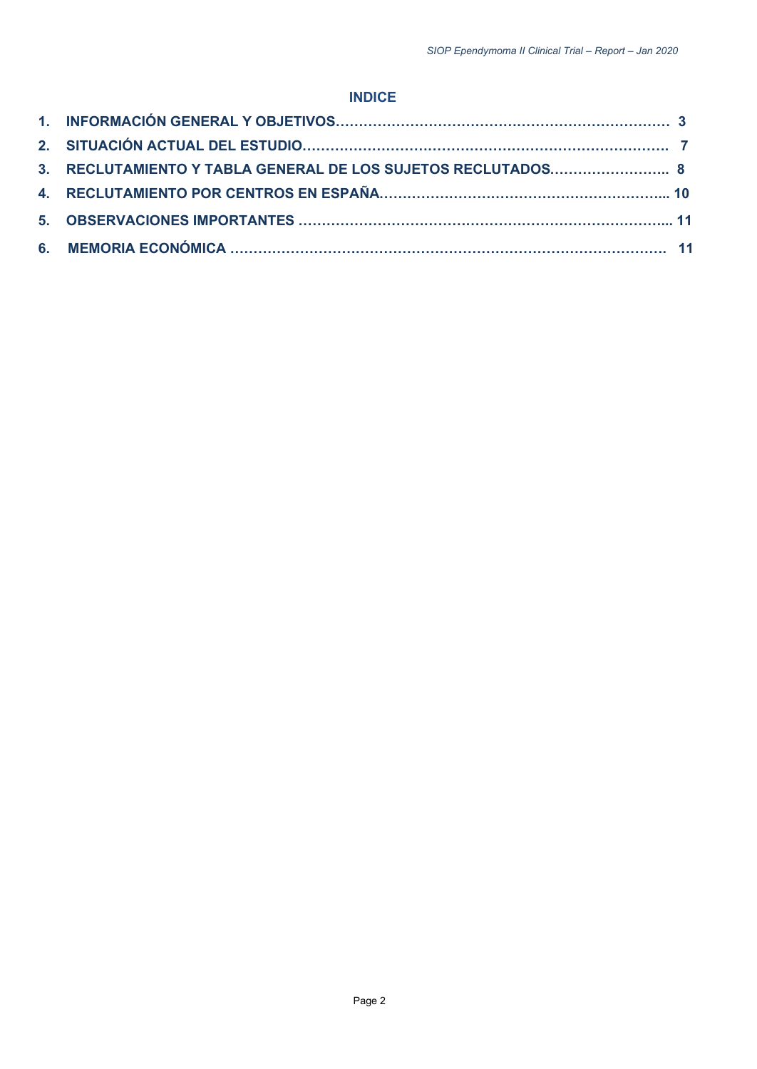## INDICE

1. **INFORMACIÓN GENERAL Y OBJETIVOS…………………………………………………………… 3**
2. **SITUACIÓN ACTUAL DEL ESTUDIO………………………………………………………………… 7**
3. **RECLUTAMIENTO Y TABLA GENERAL DE LOS SUJETOS RECLUTADOS…………………….. 8**
4. **RECLUTAMIENTO POR CENTROS EN ESPAÑA…………………………………………………... 10**
5. **OBSERVACIONES IMPORTANTES ……………………………………………………………….... 11**
6. **MEMORIA ECONÓMICA ………………………………………………………………………………. 11**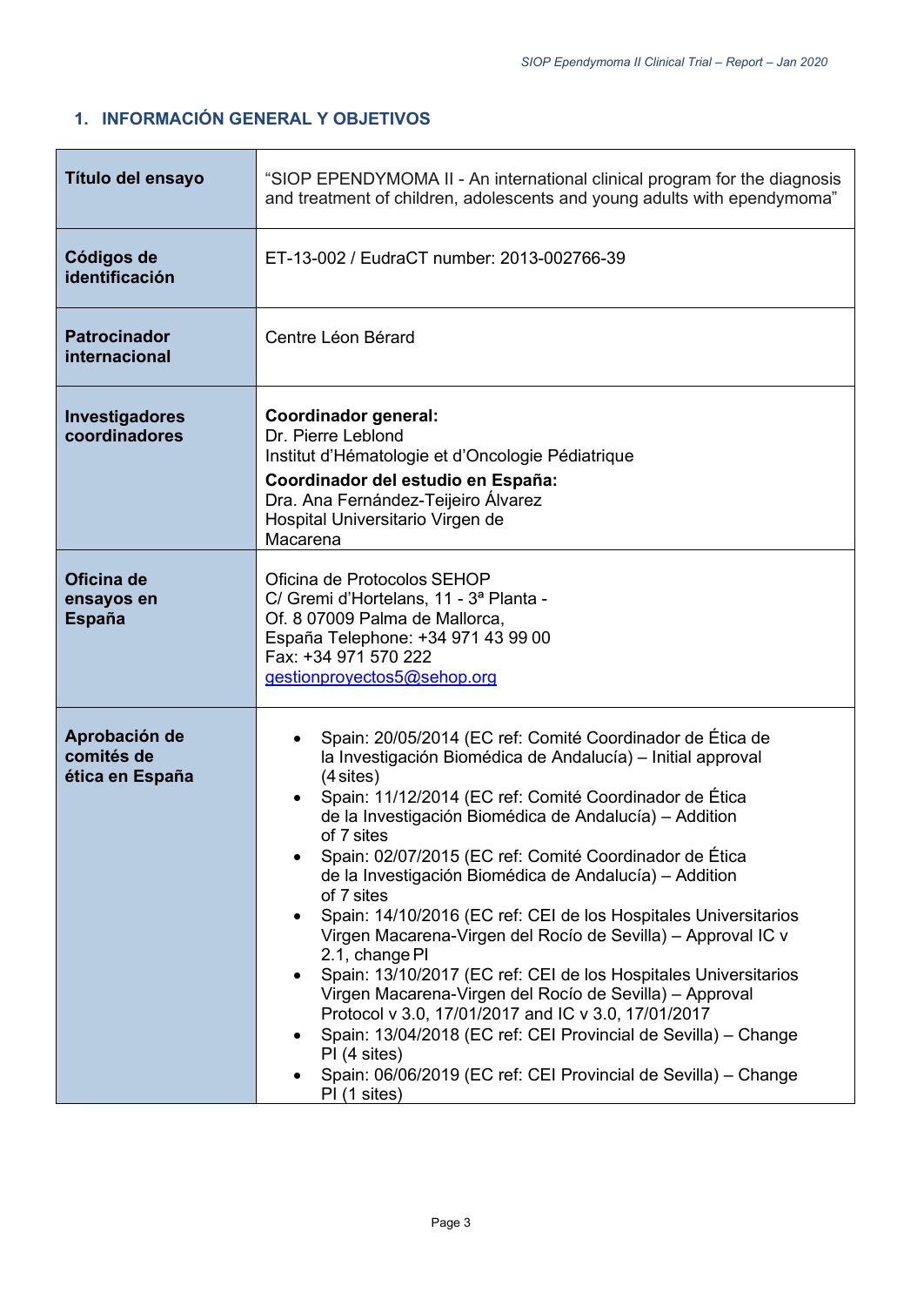## 1. INFORMACIÓN GENERAL Y OBJETIVOS

| | |
|---|---|
| **Título del ensayo** | "SIOP EPENDYMOMA II - An international clinical program for the diagnosis and treatment of children, adolescents and young adults with ependymoma" |
| **Códigos de identificación** | ET-13-002 / EudraCT number: 2013-002766-39 |
| **Patrocinador internacional** | Centre Léon Bérard |
| **Investigadores coordinadores** | **Coordinador general:**<br>Dr. Pierre Leblond<br>Institut d'Hématologie et d'Oncologie Pédiatrique<br>**Coordinador del estudio en España:**<br>Dra. Ana Fernández-Teijeiro Álvarez<br>Hospital Universitario Virgen de Macarena |
| **Oficina de ensayos en España** | Oficina de Protocolos SEHOP<br>C/ Gremi d'Hortelans, 11 - 3ª Planta - Of. 8 07009 Palma de Mallorca,<br>España Telephone: +34 971 43 99 00<br>Fax: +34 971 570 222<br>gestionproyectos5@sehop.org |
| **Aprobación de comités de ética en España** | • Spain: 20/05/2014 (EC ref: Comité Coordinador de Ética de la Investigación Biomédica de Andalucía) – Initial approval (4 sites)<br>• Spain: 11/12/2014 (EC ref: Comité Coordinador de Ética de la Investigación Biomédica de Andalucía) – Addition of 7 sites<br>• Spain: 02/07/2015 (EC ref: Comité Coordinador de Ética de la Investigación Biomédica de Andalucía) – Addition of 7 sites<br>• Spain: 14/10/2016 (EC ref: CEI de los Hospitales Universitarios Virgen Macarena-Virgen del Rocío de Sevilla) – Approval IC v 2.1, change PI<br>• Spain: 13/10/2017 (EC ref: CEI de los Hospitales Universitarios Virgen Macarena-Virgen del Rocío de Sevilla) – Approval Protocol v 3.0, 17/01/2017 and IC v 3.0, 17/01/2017<br>• Spain: 13/04/2018 (EC ref: CEI Provincial de Sevilla) – Change PI (4 sites)<br>• Spain: 06/06/2019 (EC ref: CEI Provincial de Sevilla) – Change PI (1 sites) |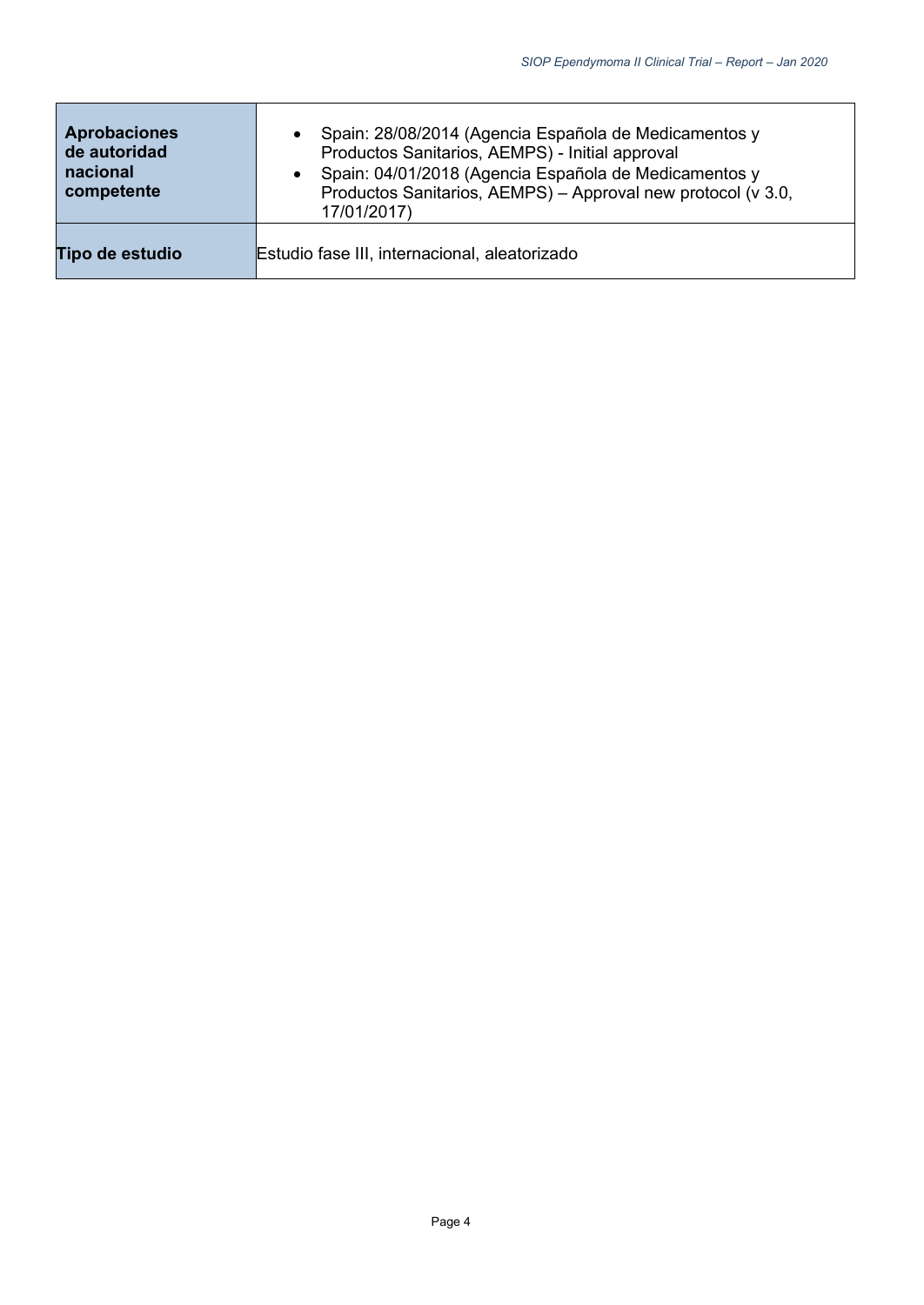| **Aprobaciones de autoridad nacional competente** | • Spain: 28/08/2014 (Agencia Española de Medicamentos y Productos Sanitarios, AEMPS) - Initial approval<br>• Spain: 04/01/2018 (Agencia Española de Medicamentos y Productos Sanitarios, AEMPS) – Approval new protocol (v 3.0, 17/01/2017) |
|---|---|
| **Tipo de estudio** | Estudio fase III, internacional, aleatorizado |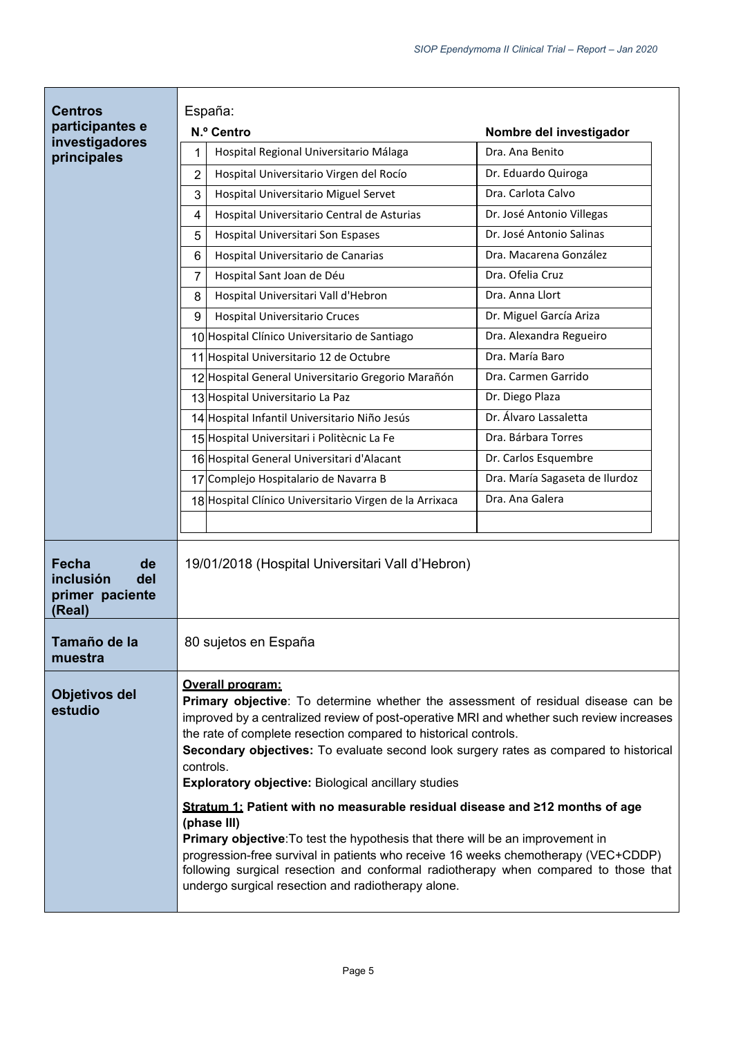| | |
|---|---|
| **Centros participantes e investigadores principales** | España:<br><br>**N.º Centro** / **Nombre del investigador**<br>1. Hospital Regional Universitario Málaga — Dra. Ana Benito<br>2. Hospital Universitario Virgen del Rocío — Dr. Eduardo Quiroga<br>3. Hospital Universitario Miguel Servet — Dra. Carlota Calvo<br>4. Hospital Universitario Central de Asturias — Dr. José Antonio Villegas<br>5. Hospital Universitari Son Espases — Dr. José Antonio Salinas<br>6. Hospital Universitario de Canarias — Dra. Macarena González<br>7. Hospital Sant Joan de Déu — Dra. Ofelia Cruz<br>8. Hospital Universitari Vall d'Hebron — Dra. Anna Llort<br>9. Hospital Universitario Cruces — Dr. Miguel García Ariza<br>10. Hospital Clínico Universitario de Santiago — Dra. Alexandra Regueiro<br>11. Hospital Universitario 12 de Octubre — Dra. María Baro<br>12. Hospital General Universitario Gregorio Marañón — Dra. Carmen Garrido<br>13. Hospital Universitario La Paz — Dr. Diego Plaza<br>14. Hospital Infantil Universitario Niño Jesús — Dr. Álvaro Lassaletta<br>15. Hospital Universitari i Politècnic La Fe — Dra. Bárbara Torres<br>16. Hospital General Universitari d'Alacant — Dr. Carlos Esquembre<br>17. Complejo Hospitalario de Navarra B — Dra. María Sagaseta de Ilurdoz<br>18. Hospital Clínico Universitario Virgen de la Arrixaca — Dra. Ana Galera |
| **Fecha de inclusión del primer paciente (Real)** | 19/01/2018 (Hospital Universitari Vall d'Hebron) |
| **Tamaño de la muestra** | 80 sujetos en España |
| **Objetivos del estudio** | **Overall program:**<br>**Primary objective**: To determine whether the assessment of residual disease can be improved by a centralized review of post-operative MRI and whether such review increases the rate of complete resection compared to historical controls.<br>**Secondary objectives:** To evaluate second look surgery rates as compared to historical controls.<br>**Exploratory objective:** Biological ancillary studies<br><br>**Stratum 1: Patient with no measurable residual disease and ≥12 months of age (phase III)**<br>**Primary objective**:To test the hypothesis that there will be an improvement in progression-free survival in patients who receive 16 weeks chemotherapy (VEC+CDDP) following surgical resection and conformal radiotherapy when compared to those that undergo surgical resection and radiotherapy alone. |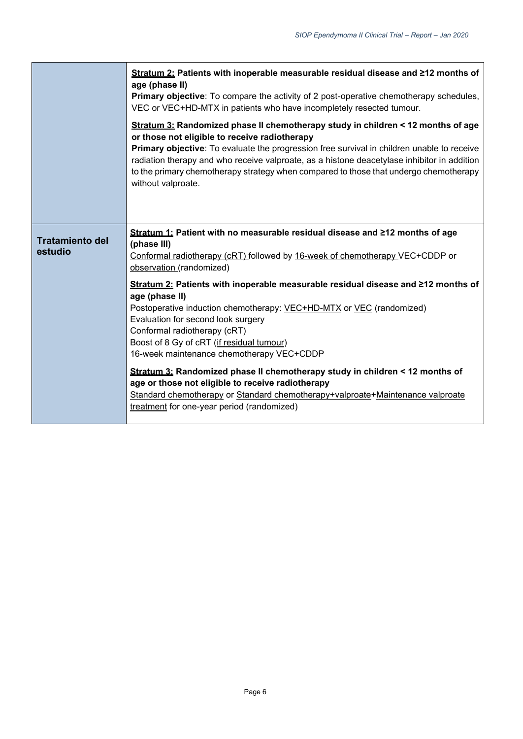| | |
|---|---|
| | **Stratum 2: Patients with inoperable measurable residual disease and ≥12 months of age (phase II)**<br>**Primary objective**: To compare the activity of 2 post-operative chemotherapy schedules, VEC or VEC+HD-MTX in patients who have incompletely resected tumour.<br><br>**Stratum 3: Randomized phase II chemotherapy study in children < 12 months of age or those not eligible to receive radiotherapy**<br>**Primary objective**: To evaluate the progression free survival in children unable to receive radiation therapy and who receive valproate, as a histone deacetylase inhibitor in addition to the primary chemotherapy strategy when compared to those that undergo chemotherapy without valproate. |
| **Tratamiento del estudio** | **Stratum 1: Patient with no measurable residual disease and ≥12 months of age (phase III)**<br>Conformal radiotherapy (cRT) followed by 16-week of chemotherapy VEC+CDDP or observation (randomized)<br><br>**Stratum 2: Patients with inoperable measurable residual disease and ≥12 months of age (phase II)**<br>Postoperative induction chemotherapy: VEC+HD-MTX or VEC (randomized)<br>Evaluation for second look surgery<br>Conformal radiotherapy (cRT)<br>Boost of 8 Gy of cRT (if residual tumour)<br>16-week maintenance chemotherapy VEC+CDDP<br><br>**Stratum 3: Randomized phase II chemotherapy study in children < 12 months of age or those not eligible to receive radiotherapy**<br>Standard chemotherapy or Standard chemotherapy+valproate+Maintenance valproate treatment for one-year period (randomized) |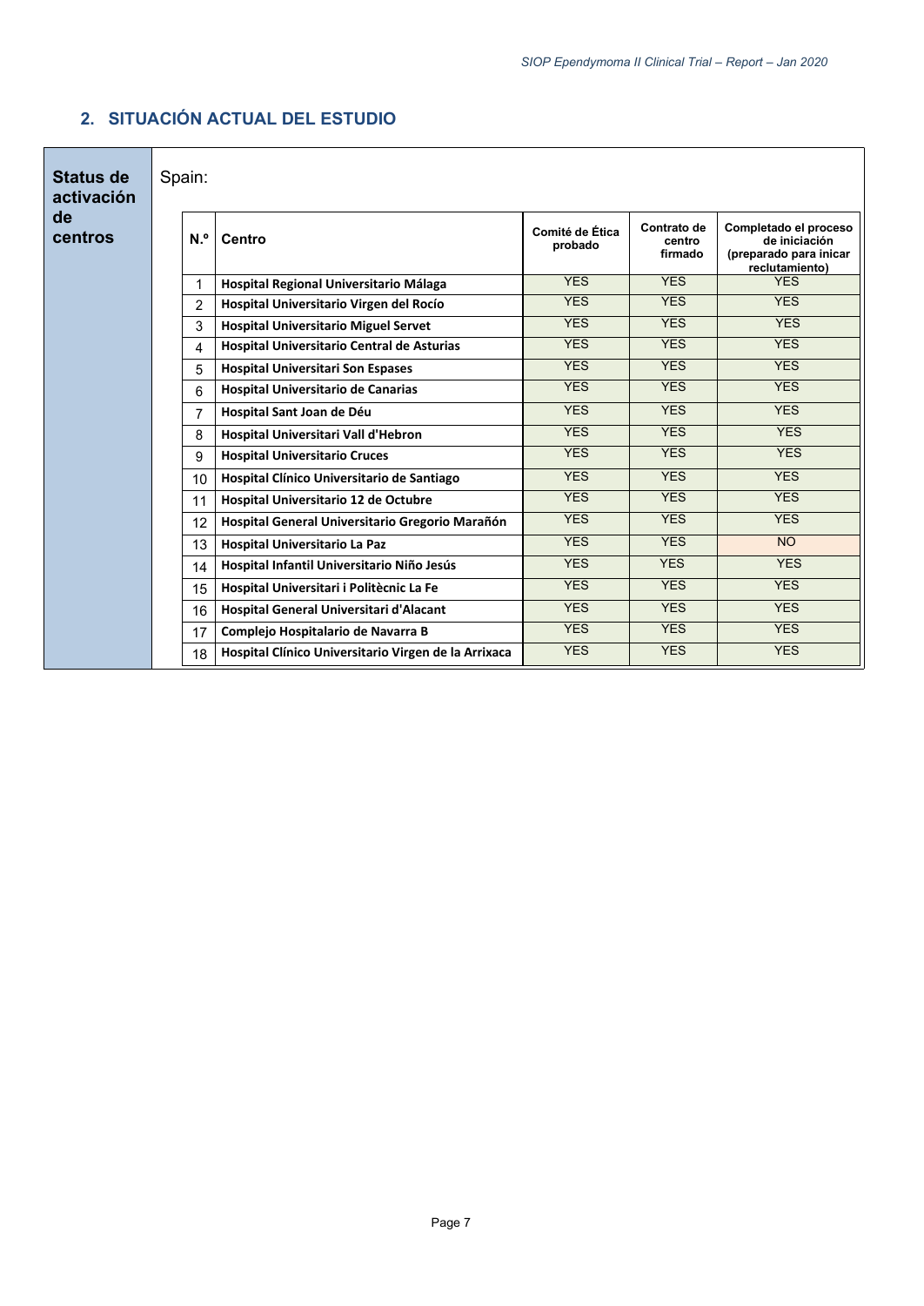## 2. SITUACIÓN ACTUAL DEL ESTUDIO

**Status de activación de centros**

Spain:

| N.º | Centro | Comité de Ética probado | Contrato de centro firmado | Completado el proceso de iniciación (preparado para inicar reclutamiento) |
|---|---|---|---|---|
| 1 | **Hospital Regional Universitario Málaga** | YES | YES | YES |
| 2 | **Hospital Universitario Virgen del Rocío** | YES | YES | YES |
| 3 | **Hospital Universitario Miguel Servet** | YES | YES | YES |
| 4 | **Hospital Universitario Central de Asturias** | YES | YES | YES |
| 5 | **Hospital Universitari Son Espases** | YES | YES | YES |
| 6 | **Hospital Universitario de Canarias** | YES | YES | YES |
| 7 | **Hospital Sant Joan de Déu** | YES | YES | YES |
| 8 | **Hospital Universitari Vall d'Hebron** | YES | YES | YES |
| 9 | **Hospital Universitario Cruces** | YES | YES | YES |
| 10 | **Hospital Clínico Universitario de Santiago** | YES | YES | YES |
| 11 | **Hospital Universitario 12 de Octubre** | YES | YES | YES |
| 12 | **Hospital General Universitario Gregorio Marañón** | YES | YES | YES |
| 13 | **Hospital Universitario La Paz** | YES | YES | NO |
| 14 | **Hospital Infantil Universitario Niño Jesús** | YES | YES | YES |
| 15 | **Hospital Universitari i Politècnic La Fe** | YES | YES | YES |
| 16 | **Hospital General Universitari d'Alacant** | YES | YES | YES |
| 17 | **Complejo Hospitalario de Navarra B** | YES | YES | YES |
| 18 | **Hospital Clínico Universitario Virgen de la Arrixaca** | YES | YES | YES |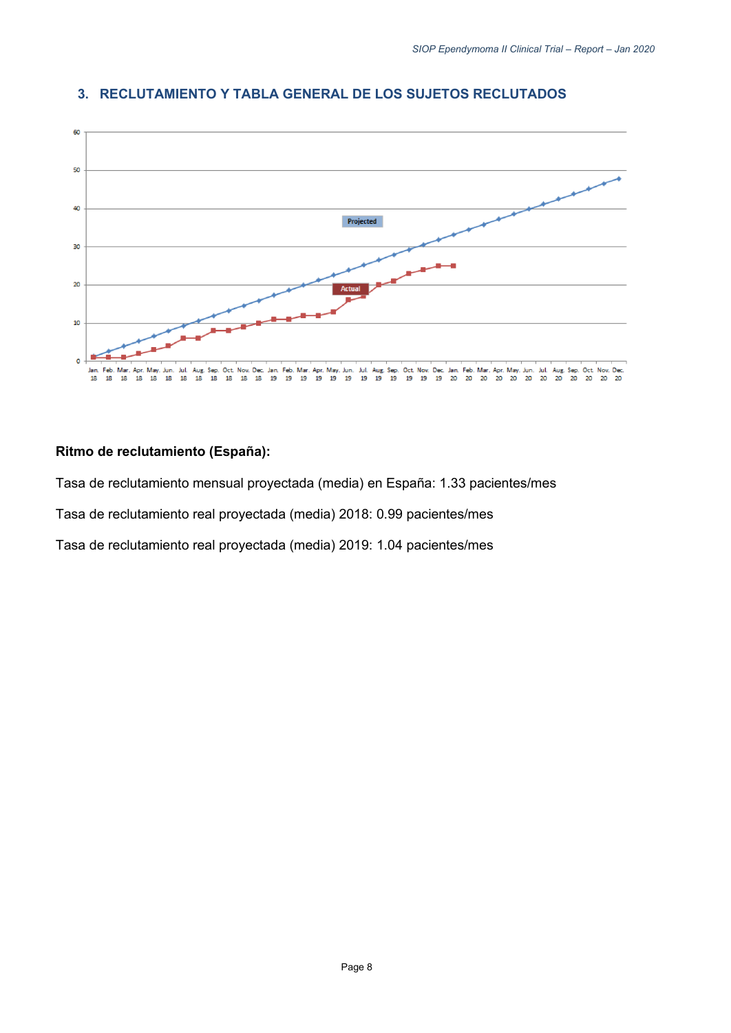## 3. RECLUTAMIENTO Y TABLA GENERAL DE LOS SUJETOS RECLUTADOS

**Ritmo de reclutamiento (España):**

Tasa de reclutamiento mensual proyectada (media) en España: 1.33 pacientes/mes

Tasa de reclutamiento real proyectada (media) 2018: 0.99 pacientes/mes

Tasa de reclutamiento real proyectada (media) 2019: 1.04 pacientes/mes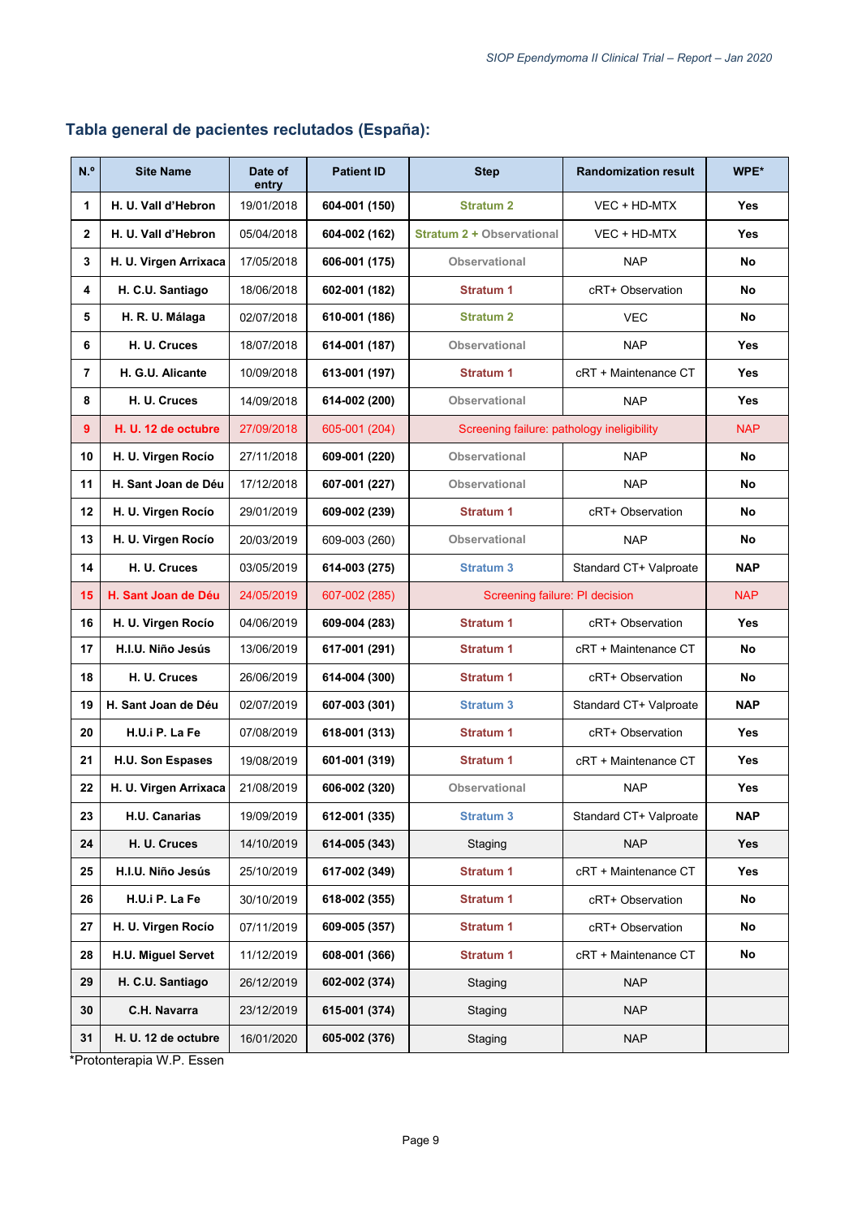## Tabla general de pacientes reclutados (España):

| N.º | Site Name | Date of entry | Patient ID | Step | Randomization result | WPE* |
|---|---|---|---|---|---|---|
| 1 | H. U. Vall d'Hebron | 19/01/2018 | 604-001 (150) | Stratum 2 | VEC + HD-MTX | Yes |
| 2 | H. U. Vall d'Hebron | 05/04/2018 | 604-002 (162) | Stratum 2 + Observational | VEC + HD-MTX | Yes |
| 3 | H. U. Virgen Arrixaca | 17/05/2018 | 606-001 (175) | Observational | NAP | No |
| 4 | H. C.U. Santiago | 18/06/2018 | 602-001 (182) | Stratum 1 | cRT+ Observation | No |
| 5 | H. R. U. Málaga | 02/07/2018 | 610-001 (186) | Stratum 2 | VEC | No |
| 6 | H. U. Cruces | 18/07/2018 | 614-001 (187) | Observational | NAP | Yes |
| 7 | H. G.U. Alicante | 10/09/2018 | 613-001 (197) | Stratum 1 | cRT + Maintenance CT | Yes |
| 8 | H. U. Cruces | 14/09/2018 | 614-002 (200) | Observational | NAP | Yes |
| 9 | H. U. 12 de octubre | 27/09/2018 | 605-001 (204) | Screening failure: pathology ineligibility | | NAP |
| 10 | H. U. Virgen Rocío | 27/11/2018 | 609-001 (220) | Observational | NAP | No |
| 11 | H. Sant Joan de Déu | 17/12/2018 | 607-001 (227) | Observational | NAP | No |
| 12 | H. U. Virgen Rocío | 29/01/2019 | 609-002 (239) | Stratum 1 | cRT+ Observation | No |
| 13 | H. U. Virgen Rocío | 20/03/2019 | 609-003 (260) | Observational | NAP | No |
| 14 | H. U. Cruces | 03/05/2019 | 614-003 (275) | Stratum 3 | Standard CT+ Valproate | NAP |
| 15 | H. Sant Joan de Déu | 24/05/2019 | 607-002 (285) | Screening failure: PI decision | | NAP |
| 16 | H. U. Virgen Rocío | 04/06/2019 | 609-004 (283) | Stratum 1 | cRT+ Observation | Yes |
| 17 | H.I.U. Niño Jesús | 13/06/2019 | 617-001 (291) | Stratum 1 | cRT + Maintenance CT | No |
| 18 | H. U. Cruces | 26/06/2019 | 614-004 (300) | Stratum 1 | cRT+ Observation | No |
| 19 | H. Sant Joan de Déu | 02/07/2019 | 607-003 (301) | Stratum 3 | Standard CT+ Valproate | NAP |
| 20 | H.U.i P. La Fe | 07/08/2019 | 618-001 (313) | Stratum 1 | cRT+ Observation | Yes |
| 21 | H.U. Son Espases | 19/08/2019 | 601-001 (319) | Stratum 1 | cRT + Maintenance CT | Yes |
| 22 | H. U. Virgen Arrixaca | 21/08/2019 | 606-002 (320) | Observational | NAP | Yes |
| 23 | H.U. Canarias | 19/09/2019 | 612-001 (335) | Stratum 3 | Standard CT+ Valproate | NAP |
| 24 | H. U. Cruces | 14/10/2019 | 614-005 (343) | Staging | NAP | Yes |
| 25 | H.I.U. Niño Jesús | 25/10/2019 | 617-002 (349) | Stratum 1 | cRT + Maintenance CT | Yes |
| 26 | H.U.i P. La Fe | 30/10/2019 | 618-002 (355) | Stratum 1 | cRT+ Observation | No |
| 27 | H. U. Virgen Rocío | 07/11/2019 | 609-005 (357) | Stratum 1 | cRT+ Observation | No |
| 28 | H.U. Miguel Servet | 11/12/2019 | 608-001 (366) | Stratum 1 | cRT + Maintenance CT | No |
| 29 | H. C.U. Santiago | 26/12/2019 | 602-002 (374) | Staging | NAP | |
| 30 | C.H. Navarra | 23/12/2019 | 615-001 (374) | Staging | NAP | |
| 31 | H. U. 12 de octubre | 16/01/2020 | 605-002 (376) | Staging | NAP | |

*Protonterapia W.P. Essen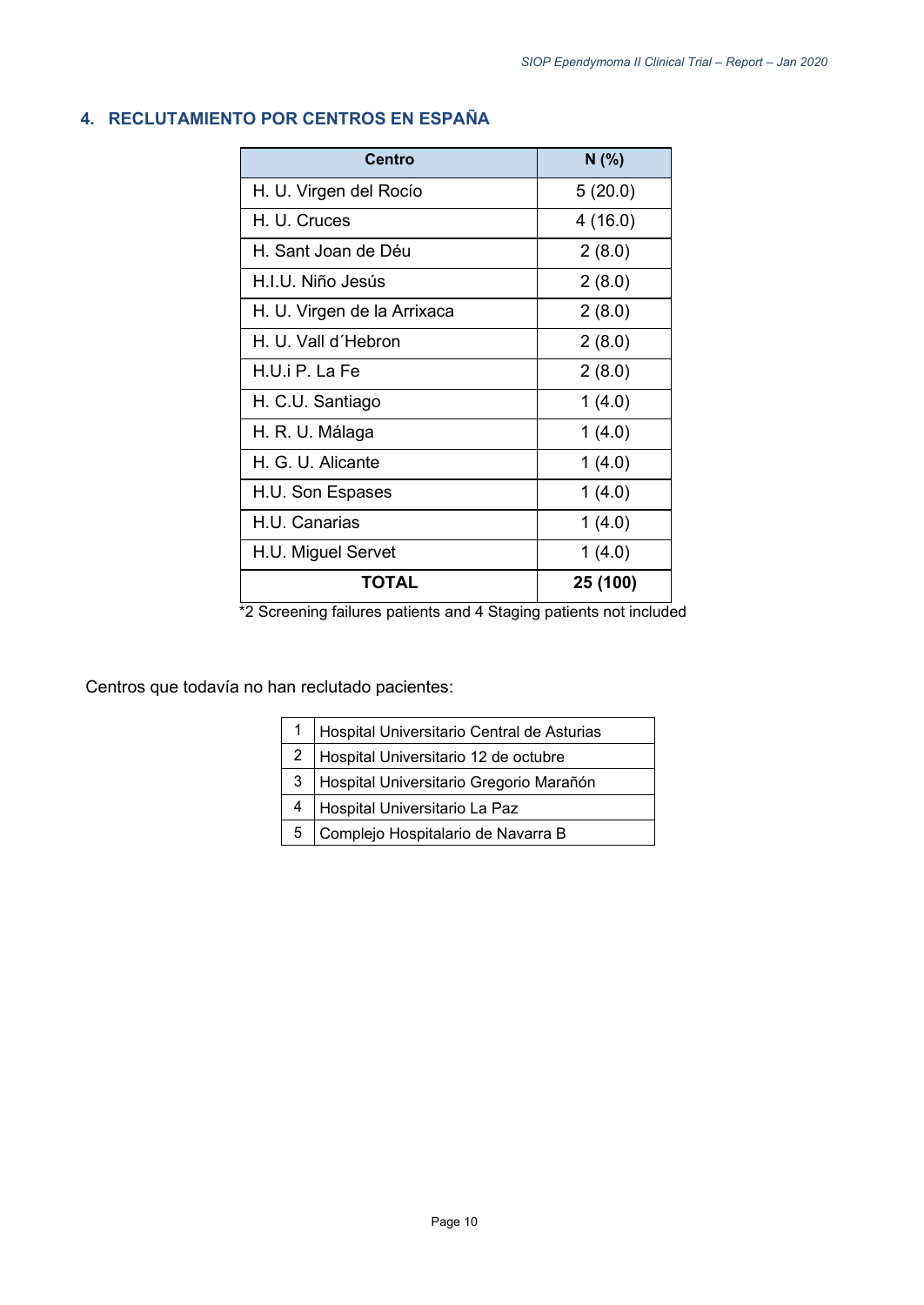## 4. RECLUTAMIENTO POR CENTROS EN ESPAÑA

| Centro | N (%) |
|---|---|
| H. U. Virgen del Rocío | 5 (20.0) |
| H. U. Cruces | 4 (16.0) |
| H. Sant Joan de Déu | 2 (8.0) |
| H.I.U. Niño Jesús | 2 (8.0) |
| H. U. Virgen de la Arrixaca | 2 (8.0) |
| H. U. Vall d´Hebron | 2 (8.0) |
| H.U.i P. La Fe | 2 (8.0) |
| H. C.U. Santiago | 1 (4.0) |
| H. R. U. Málaga | 1 (4.0) |
| H. G. U. Alicante | 1 (4.0) |
| H.U. Son Espases | 1 (4.0) |
| H.U. Canarias | 1 (4.0) |
| H.U. Miguel Servet | 1 (4.0) |
| **TOTAL** | **25 (100)** |

*2 Screening failures patients and 4 Staging patients not included

Centros que todavía no han reclutado pacientes:

| | |
|---|---|
| 1 | Hospital Universitario Central de Asturias |
| 2 | Hospital Universitario 12 de octubre |
| 3 | Hospital Universitario Gregorio Marañón |
| 4 | Hospital Universitario La Paz |
| 5 | Complejo Hospitalario de Navarra B |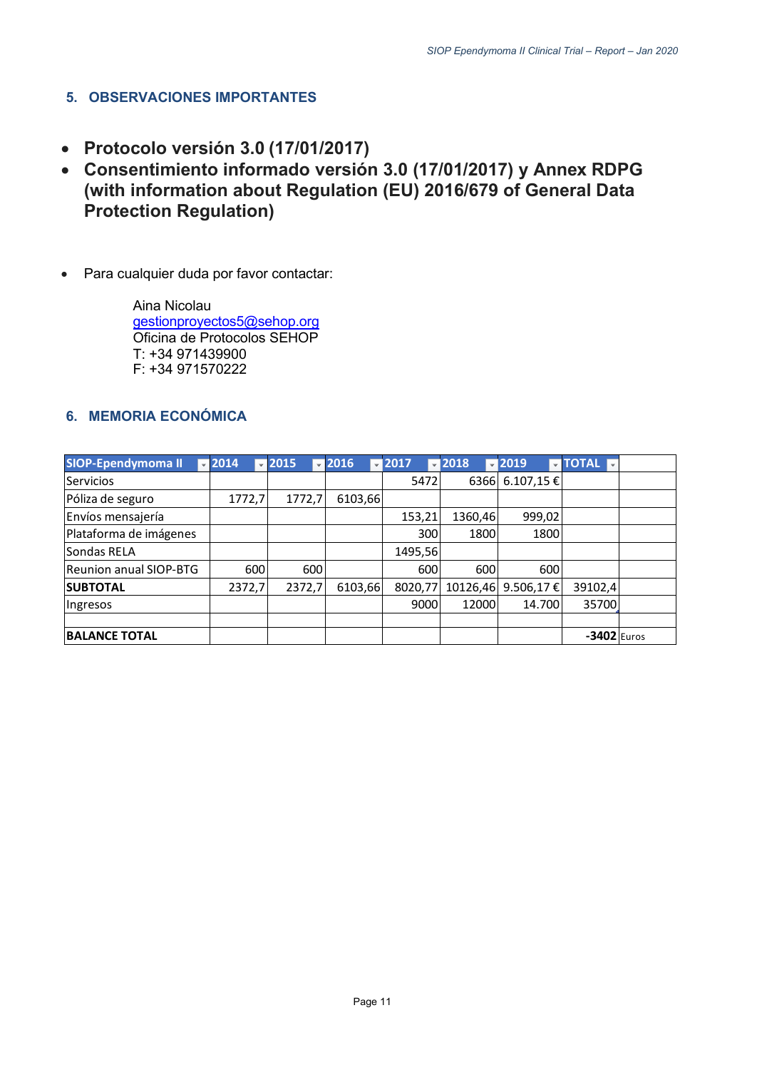## 5. OBSERVACIONES IMPORTANTES

- **Protocolo versión 3.0 (17/01/2017)**
- **Consentimiento informado versión 3.0 (17/01/2017) y Annex RDPG (with information about Regulation (EU) 2016/679 of General Data Protection Regulation)**

- Para cualquier duda por favor contactar:

  Aina Nicolau
  gestionproyectos5@sehop.org
  Oficina de Protocolos SEHOP
  T: +34 971439900
  F: +34 971570222

## 6. MEMORIA ECONÓMICA

| SIOP-Ependymoma II | 2014 | 2015 | 2016 | 2017 | 2018 | 2019 | TOTAL | |
|---|---|---|---|---|---|---|---|---|
| Servicios | | | | 5472 | 6366 | 6.107,15 € | | |
| Póliza de seguro | 1772,7 | 1772,7 | 6103,66 | | | | | |
| Envíos mensajería | | | | 153,21 | 1360,46 | 999,02 | | |
| Plataforma de imágenes | | | | 300 | 1800 | 1800 | | |
| Sondas RELA | | | | 1495,56 | | | | |
| Reunion anual SIOP-BTG | 600 | 600 | | 600 | 600 | 600 | | |
| **SUBTOTAL** | 2372,7 | 2372,7 | 6103,66 | 8020,77 | 10126,46 | 9.506,17 € | 39102,4 | |
| Ingresos | | | | 9000 | 12000 | 14.700 | 35700 | |
| | | | | | | | | |
| **BALANCE TOTAL** | | | | | | | **-3402** | Euros |